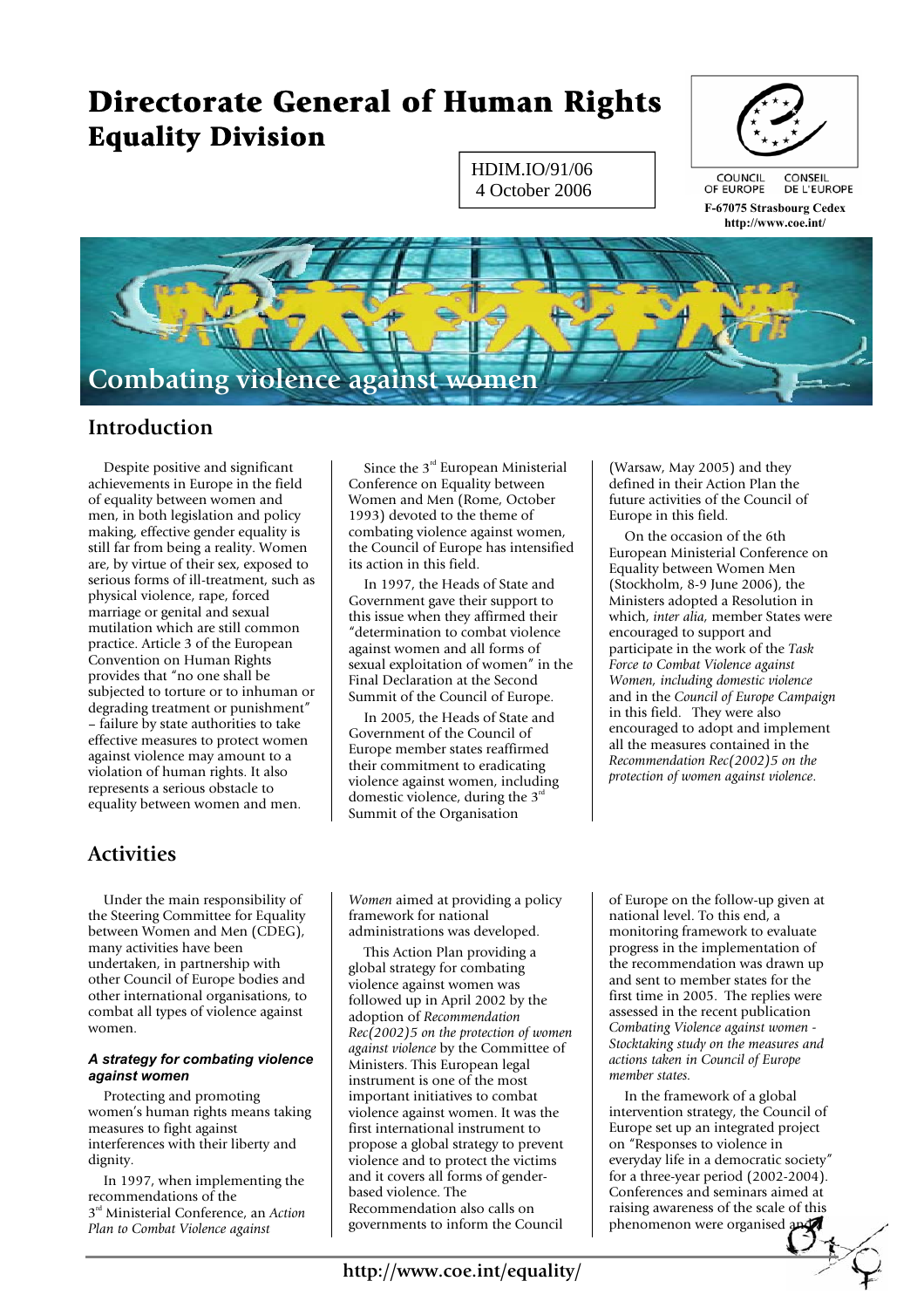# Directorate General of Human Rights

## Equality Division

HDIM.IO/91/06
4 October 2006

COUNCIL OF EUROPE CONSEIL DE L'EUROPE
F-67075 Strasbourg Cedex
http://www.coe.int/

# Combating violence against women

## Introduction

Despite positive and significant achievements in Europe in the field of equality between women and men, in both legislation and policy making, effective gender equality is still far from being a reality. Women are, by virtue of their sex, exposed to serious forms of ill-treatment, such as physical violence, rape, forced marriage or genital and sexual mutilation which are still common practice. Article 3 of the European Convention on Human Rights provides that "no one shall be subjected to torture or to inhuman or degrading treatment or punishment" – failure by state authorities to take effective measures to protect women against violence may amount to a violation of human rights. It also represents a serious obstacle to equality between women and men.

Since the 3rd European Ministerial Conference on Equality between Women and Men (Rome, October 1993) devoted to the theme of combating violence against women, the Council of Europe has intensified its action in this field.

In 1997, the Heads of State and Government gave their support to this issue when they affirmed their "determination to combat violence against women and all forms of sexual exploitation of women" in the Final Declaration at the Second Summit of the Council of Europe.

In 2005, the Heads of State and Government of the Council of Europe member states reaffirmed their commitment to eradicating violence against women, including domestic violence, during the 3rd Summit of the Organisation (Warsaw, May 2005) and they defined in their Action Plan the future activities of the Council of Europe in this field.

On the occasion of the 6th European Ministerial Conference on Equality between Women Men (Stockholm, 8-9 June 2006), the Ministers adopted a Resolution in which, *inter alia,* member States were encouraged to support and participate in the work of the *Task Force to Combat Violence against Women, including domestic violence* and in the *Council of Europe Campaign* in this field. They were also encouraged to adopt and implement all the measures contained in the *Recommendation Rec(2002)5 on the protection of women against violence*.

## Activities

Under the main responsibility of the Steering Committee for Equality between Women and Men (CDEG), many activities have been undertaken, in partnership with other Council of Europe bodies and other international organisations, to combat all types of violence against women.

### *A strategy for combating violence against women*

Protecting and promoting women's human rights means taking measures to fight against interferences with their liberty and dignity.

In 1997, when implementing the recommendations of the 3rd Ministerial Conference, an *Action Plan to Combat Violence against Women* aimed at providing a policy framework for national administrations was developed.

This Action Plan providing a global strategy for combating violence against women was followed up in April 2002 by the adoption of *Recommendation Rec(2002)5 on the protection of women against violence* by the Committee of Ministers. This European legal instrument is one of the most important initiatives to combat violence against women. It was the first international instrument to propose a global strategy to prevent violence and to protect the victims and it covers all forms of gender-based violence. The Recommendation also calls on governments to inform the Council of Europe on the follow-up given at national level. To this end, a monitoring framework to evaluate progress in the implementation of the recommendation was drawn up and sent to member states for the first time in 2005. The replies were assessed in the recent publication *Combating Violence against women - Stocktaking study on the measures and actions taken in Council of Europe member states.*

In the framework of a global intervention strategy, the Council of Europe set up an integrated project on "Responses to violence in everyday life in a democratic society" for a three-year period (2002-2004). Conferences and seminars aimed at raising awareness of the scale of this phenomenon were organised and

http://www.coe.int/equality/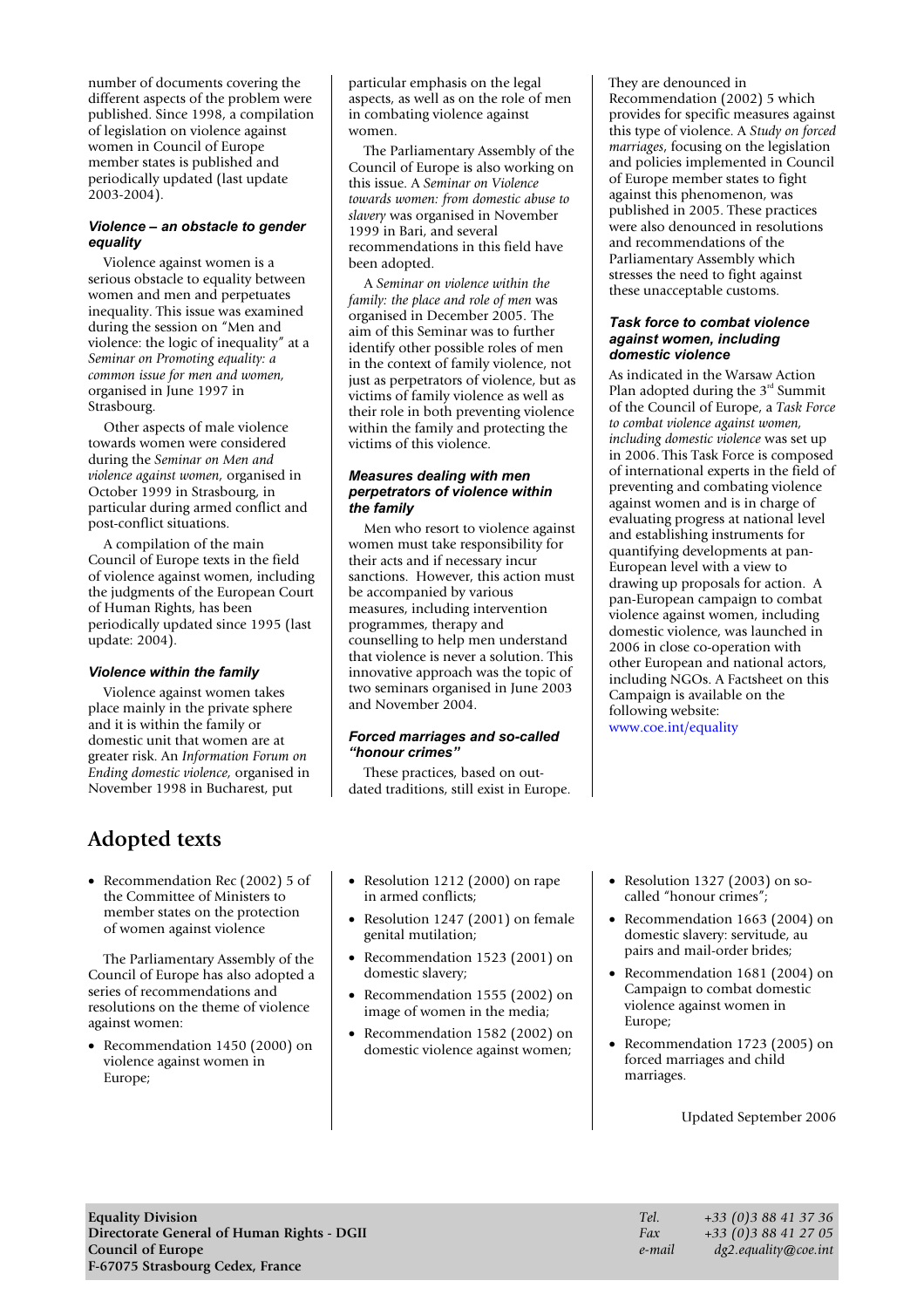number of documents covering the different aspects of the problem were published. Since 1998, a compilation of legislation on violence against women in Council of Europe member states is published and periodically updated (last update 2003-2004).

### *Violence – an obstacle to gender equality*

Violence against women is a serious obstacle to equality between women and men and perpetuates inequality. This issue was examined during the session on "Men and violence: the logic of inequality" at a *Seminar on Promoting equality: a common issue for men and women,* organised in June 1997 in Strasbourg.

Other aspects of male violence towards women were considered during the *Seminar on Men and violence against women,* organised in October 1999 in Strasbourg, in particular during armed conflict and post-conflict situations.

A compilation of the main Council of Europe texts in the field of violence against women, including the judgments of the European Court of Human Rights, has been periodically updated since 1995 (last update: 2004).

### *Violence within the family*

Violence against women takes place mainly in the private sphere and it is within the family or domestic unit that women are at greater risk. An *Information Forum on Ending domestic violence,* organised in November 1998 in Bucharest, put particular emphasis on the legal aspects, as well as on the role of men in combating violence against women.

The Parliamentary Assembly of the Council of Europe is also working on this issue. A *Seminar on Violence towards women: from domestic abuse to slavery* was organised in November 1999 in Bari, and several recommendations in this field have been adopted.

A *Seminar on violence within the family: the place and role of men* was organised in December 2005. The aim of this Seminar was to further identify other possible roles of men in the context of family violence, not just as perpetrators of violence, but as victims of family violence as well as their role in both preventing violence within the family and protecting the victims of this violence.

### *Measures dealing with men perpetrators of violence within the family*

Men who resort to violence against women must take responsibility for their acts and if necessary incur sanctions. However, this action must be accompanied by various measures, including intervention programmes, therapy and counselling to help men understand that violence is never a solution. This innovative approach was the topic of two seminars organised in June 2003 and November 2004.

### *Forced marriages and so-called "honour crimes"*

These practices, based on out-dated traditions, still exist in Europe. They are denounced in Recommendation (2002) 5 which provides for specific measures against this type of violence. A *Study on forced marriages*, focusing on the legislation and policies implemented in Council of Europe member states to fight against this phenomenon, was published in 2005. These practices were also denounced in resolutions and recommendations of the Parliamentary Assembly which stresses the need to fight against these unacceptable customs.

### *Task force to combat violence against women, including domestic violence*

As indicated in the Warsaw Action Plan adopted during the 3rd Summit of the Council of Europe, a *Task Force to combat violence against women, including domestic violence* was set up in 2006. This Task Force is composed of international experts in the field of preventing and combating violence against women and is in charge of evaluating progress at national level and establishing instruments for quantifying developments at pan-European level with a view to drawing up proposals for action. A pan-European campaign to combat violence against women, including domestic violence, was launched in 2006 in close co-operation with other European and national actors, including NGOs. A Factsheet on this Campaign is available on the following website: www.coe.int/equality

## Adopted texts

- Recommendation Rec (2002) 5 of the Committee of Ministers to member states on the protection of women against violence

The Parliamentary Assembly of the Council of Europe has also adopted a series of recommendations and resolutions on the theme of violence against women:

- Recommendation 1450 (2000) on violence against women in Europe;
- Resolution 1212 (2000) on rape in armed conflicts;
- Resolution 1247 (2001) on female genital mutilation;
- Recommendation 1523 (2001) on domestic slavery;
- Recommendation 1555 (2002) on image of women in the media;
- Recommendation 1582 (2002) on domestic violence against women;
- Resolution 1327 (2003) on so-called "honour crimes";
- Recommendation 1663 (2004) on domestic slavery: servitude, au pairs and mail-order brides;
- Recommendation 1681 (2004) on Campaign to combat domestic violence against women in Europe;
- Recommendation 1723 (2005) on forced marriages and child marriages.

Updated September 2006

**Equality Division**
**Directorate General of Human Rights - DGII**
**Council of Europe**
**F-67075 Strasbourg Cedex, France**

*Tel.* *+33 (0)3 88 41 37 36*
*Fax* *+33 (0)3 88 41 27 05*
*e-mail* *dg2.equality@coe.int*